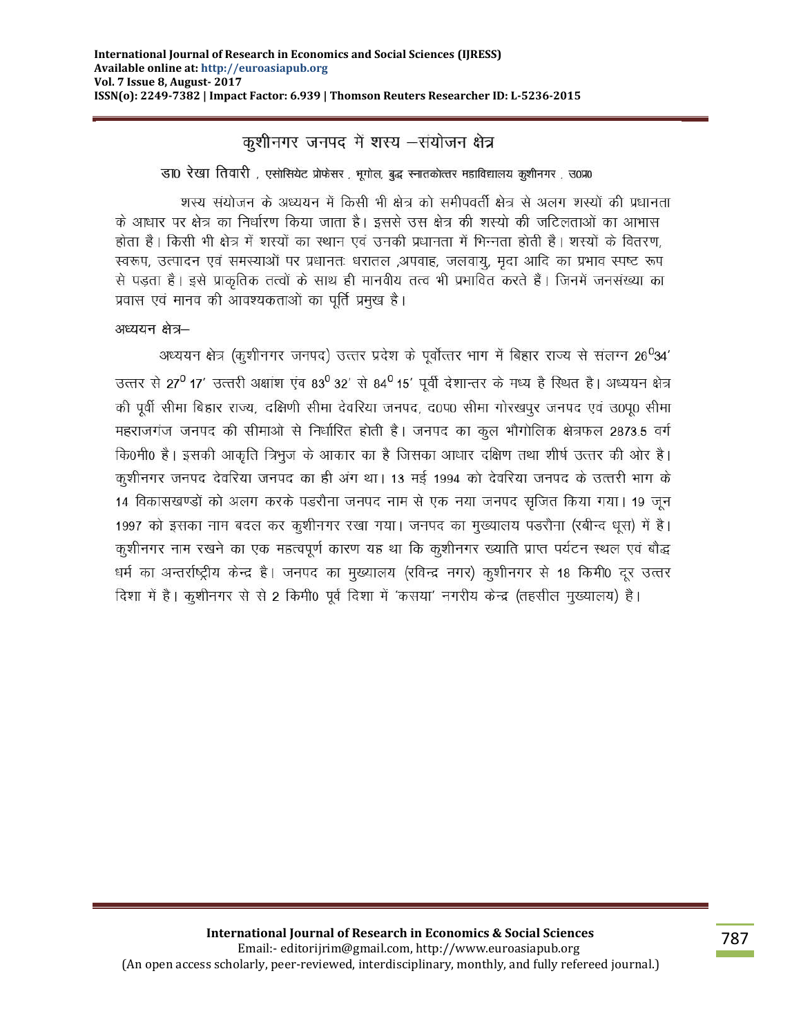# कुशीनगर जनपद में शस्य –संयोजन क्षेत्र

डा0 रेखा तिवारी , एसोसियेट प्रोफेसर , भूगोल, बुद्ध स्नातकोत्तर महाविद्यालय कुशीनगर , उ0प्र0

शस्य संयोजन के अध्ययन में किसी भी क्षेत्र को समीपवर्ती क्षेत्र से अलग शस्यों की प्रधानता के आधार पर क्षेत्र का निर्धारण किया जाता है। इससे उस क्षेत्र की शस्यो की जटिलताओं का आभास होता है। किसी भी क्षेत्र में शस्यों का स्थान एवं उनकी प्रधानता में भिन्नता होती है। शस्यों के वितरण, स्वरूप, उत्पादन एवं समस्याओं पर प्रधानतः धरातल ,अपवाह, जलवायु, मृदा आदि का प्रभाव स्पष्ट रूप से पड़ता है। इसे प्राकृतिक तत्वों के साथ ही मानवीय तत्व भी प्रभावित करते हैं। जिनमें जनसंख्या का प्रवास एवं मानव की आवश्यकताओं का पूर्ति प्रमुख है।

अध्ययन क्षेत्र–

अध्ययन क्षेत्र (कुशीनगर जनपद) उत्तर प्रदेश के पूर्वोत्तर भाग में बिहार राज्य से संलग्न $26^0$34' उत्तर से $27^0$ 17' उत्तरी अक्षांश एंव $83^0$ 32' से $84^0$ 15' पूर्वी देशान्तर के मध्य है स्थित है। अध्ययन क्षेत्र की पूर्वी सीमा बिहार राज्य, दक्षिणी सीमा देवरिया जनपद, द0प0 सीमा गोरखपुर जनपद एवं उ0पू0 सीमा महराजगंज जनपद की सीमाओ से निर्धारित होती है। जनपद का कुल भौगोलिक क्षेत्रफल 2873.5 वर्ग कि0मी0 है। इसकी आकृति त्रिभुज के आकार का है जिसका आधार दक्षिण तथा शीर्ष उत्तर की ओर है। कुशीनगर जनपद देवरिया जनपद का ही अंग था। 13 मई 1994 को देवरिया जनपद के उत्तरी भाग के 14 विकासखण्डों को अलग करके पडरौना जनपद नाम से एक नया जनपद सृजित किया गया। 19 जून 1997 को इसका नाम बदल कर कुशीनगर रखा गया। जनपद का मुख्यालय पडरौना (रबीन्द धूस) में है। कुशीनगर नाम रखने का एक महत्वपूर्ण कारण यह था कि कुशीनगर ख्याति प्राप्त पर्यटन स्थल एवं बौद्ध धर्म का अन्तर्राष्ट्रीय केन्द्र है। जनपद का मुख्यालय (रविन्द्र नगर) कुशीनगर से 18 किमी0 दूर उत्तर दिशा में है। कुशीनगर से से 2 किमी0 पूर्व दिशा में 'कसया' नगरीय केन्द्र (तहसील मुख्यालय) है।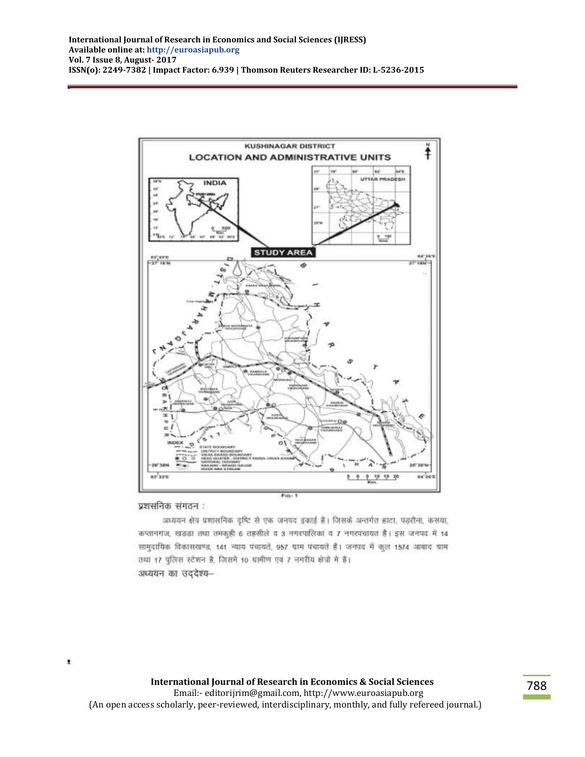KUSHINAGAR DISTRICT

LOCATION AND ADMINISTRATIVE UNITS

Fig- 1

प्रशासनिक संगठन :

अध्ययन क्षेत्र प्रशासनिक दृष्टि से एक जनपद इकाई है। जिसके अन्तर्गत हाटा, पडरौना, कसया, कप्तानगंज, खड्डा तथा तमकुही 6 तहसीलें व 3 नगरपालिका व 7 नगरपंचायत है। इस जनपद में 14 सामुदायिक विकासखण्ड, 141 न्याय पंचायतें, 957 ग्राम पंचायतें हैं। जनपद में कुल 1574 आबाद ग्राम तथा 17 पुलिस स्टेशन है, जिसमें 10 ग्रामीण एवं 7 नगरीय क्षेत्रों में है।

अध्ययन का उद्देश्य–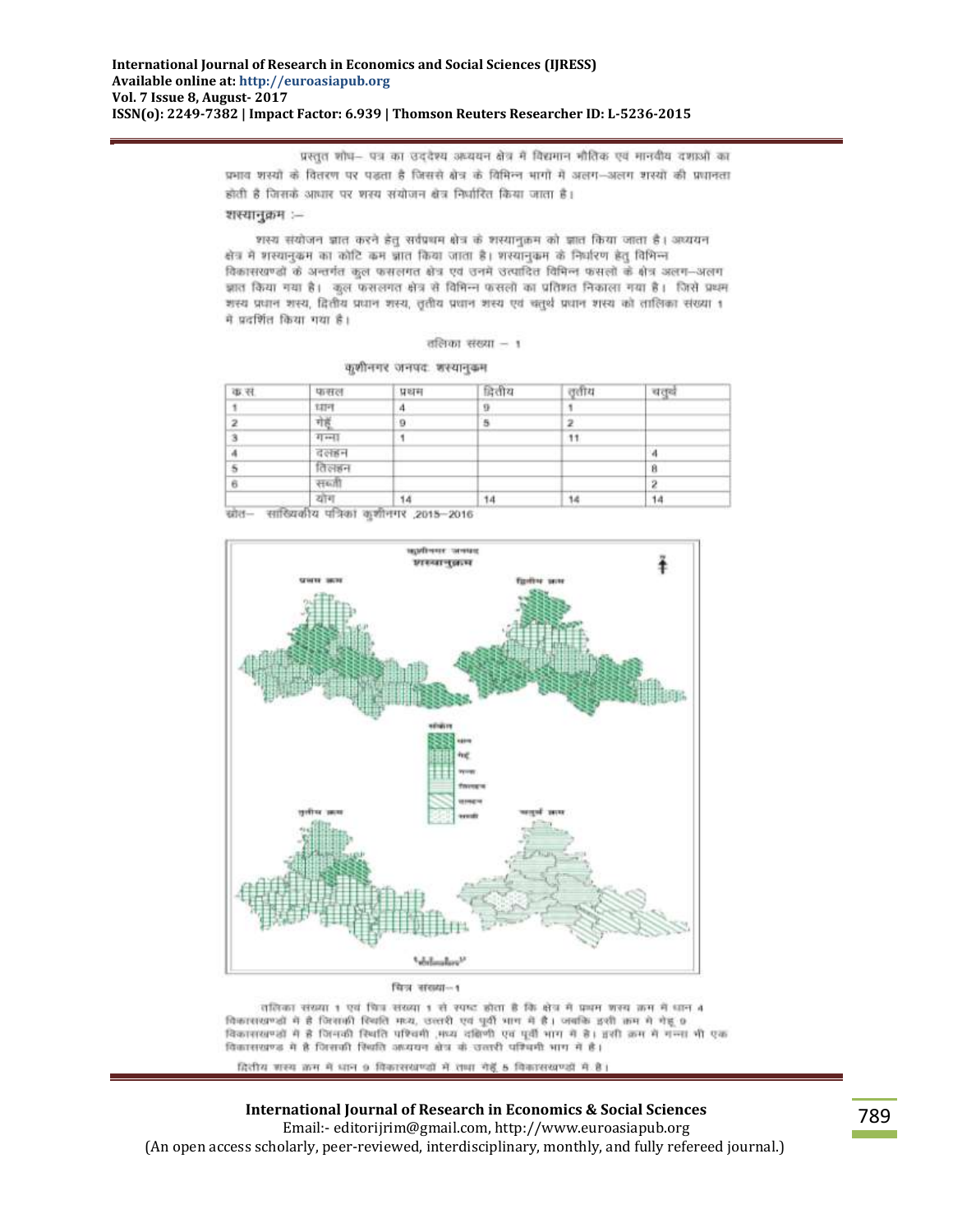प्रस्तुत शोध– पत्र का उद्देश्य अध्ययन क्षेत्र में विद्यमान भौतिक एवं मानवीय दशाओं का प्रभाव शस्यों के वितरण पर पड़ता है जिससे क्षेत्र के विभिन्न भागों में अलग–अलग शस्यों की प्रधानता होती है जिसके आधार पर शस्य संयोजन क्षेत्र निर्धारित किया जाता है।

**शस्यानुक्रम :–**

शस्य संयोजन ज्ञात करने हेतु सर्वप्रथम क्षेत्र के शस्यानुक्रम को ज्ञात किया जाता है। अध्ययन क्षेत्र में शस्यानुक्रम का कोटि क्रम ज्ञात किया जाता है। शस्यानुक्रम के निर्धारण हेतु विभिन्न विकासखण्डों के अन्तर्गत कुल फसलगत क्षेत्र एवं उनमें उत्पादित विभिन्न फसलों के क्षेत्र अलग–अलग ज्ञात किया गया है। कुल फसलगत क्षेत्र से विभिन्न फसलों का प्रतिशत निकाला गया है। जिसे प्रथम शस्य प्रधान शस्य, द्वितीय प्रधान शस्य, तृतीय प्रधान शस्य एवं चतुर्थ प्रधान शस्य को तालिका संख्या 1 में प्रदर्शित किया गया है।

तालिका संख्या – 1

कुशीनगर जनपद: शस्यानुक्रम

| क.सं. | फसल | प्रथम | द्वितीय | तृतीय | चतुर्थ |
|---|---|---|---|---|---|
| 1 | धान | 4 | 9 | 1 | |
| 2 | गेहूँ | 9 | 5 | 2 | |
| 3 | गन्ना | 1 | | 11 | |
| 4 | दलहन | | | | 4 |
| 5 | तिलहन | | | | 8 |
| 6 | सब्जी | | | | 2 |
| | योग | 14 | 14 | 14 | 14 |

स्रोत– सांख्यिकीय पत्रिका कुशीनगर ,2015–2016

चित्र संख्या–1

तालिका संख्या 1 एवं चित्र संख्या 1 से स्पष्ट होता है कि क्षेत्र में प्रथम शस्य क्रम में धान 4 विकासखण्डों में है जिसकी स्थिति मध्य, उत्तरी एवं पूर्वी भाग में है। जबकि इसी क्रम में गेहूं 9 विकासखण्डों में है जिनकी स्थिति पश्चिमी ,मध्य दक्षिणी एवं पूर्वी भाग में है। इसी क्रम में गन्ना भी एक विकासखण्ड में है जिसकी स्थिति अध्ययन क्षेत्र के उत्तरी पश्चिमी भाग में है।

द्वितीय शस्य क्रम में धान 9 विकासखण्डों में तथा गेहूँ 5 विकासखण्डों में है।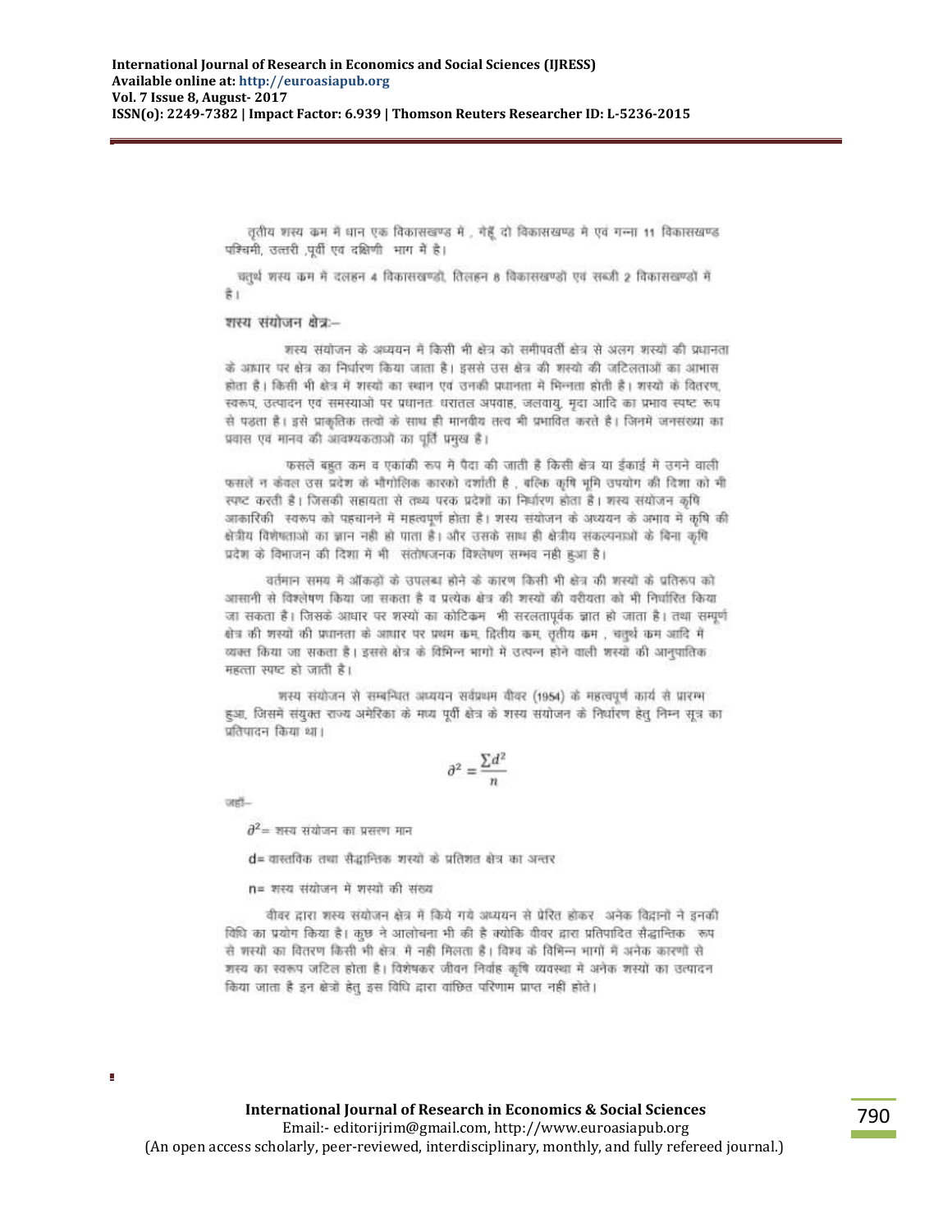तृतीय शस्य कम मे धान एक विकासखण्ड मे , गेहूँ दो विकासखण्ड मे एवं गन्ना 11 विकासखण्ड पश्चिमी, उत्तरी ,पूर्वी एव दक्षिणी भाग मे है।

चतुर्थ शस्य कम मे दलहन 4 विकासखण्डो, तिलहन 8 विकासखण्डो एवं सब्जी 2 विकासखण्डो मे है।

## शस्य संयोजन क्षेत्रः–

शस्य संयोजन के अध्ययन मे किसी भी क्षेत्र को समीपवर्ती क्षेत्र से अलग शस्यों की प्रधानता के आधार पर क्षेत्र का निर्धारण किया जाता है। इससे उस क्षेत्र की शस्यो की जटिलताओं का आभास होता है। किसी भी क्षेत्र मे शस्यो का स्थान एवं उनकी प्रधानता मे भिन्नता होती है। शस्यो के वितरण, स्वरूप, उत्पादन एवं समस्याओ पर प्रधानतः धरातल अपवाह, जलवायु, मृदा आदि का प्रभाव स्पष्ट रूप से पड़ता है। इसे प्राकृतिक तत्वो के साथ ही मानवीय तत्व भी प्रभावित करते है। जिनमे जनसंख्या का प्रवास एवं मानव की आवश्यकताओ का पूर्ति प्रमुख है।

फसले बहुत कम व एकांकी रूप मे पैदा की जाती है किसी क्षेत्र या ईकाई मे उगने वाली फसलें न केवल उस प्रदेश के भौगोलिक कारको दर्शाती है , बल्कि कृषि भूमि उपयोग की दिशा को भी स्पष्ट करती है। जिसकी सहायता से तथ्य परक प्रदेशों का निर्धारण होता है। शस्य संयोजन कृषि आकारिकी स्वरूप को पहचानने मे महत्वपूर्ण होता है। शस्य संयोजन के अध्ययन के अभाव मे कृषि की क्षेत्रीय विशेषताओ का ज्ञान नही हो पाता है। और उसके साथ ही क्षेत्रीय संकल्पनाओ के बिना कृषि प्रदेश के विभाजन की दिशा मे भी संतोषजनक विश्लेषण सम्भव नही हुआ है।

वर्तमान समय मे ऑकड़ों के उपलब्ध होने के कारण किसी भी क्षेत्र की शस्यों के प्रतिरूप को आसानी से विश्लेषण किया जा सकता है व प्रत्येक क्षेत्र की शस्यो की वरीयता को भी निर्धारित किया जा सकता है। जिसके आधार पर शस्यो का कोटिकम भी सरलतापूर्वक ज्ञात हो जाता है। तथा सम्पूर्ण क्षेत्र की शस्यो की प्रधानता के आधार पर प्रथम कम, द्वितीय कम, तृतीय कम , चतुर्थ कम आदि मे व्यक्त किया जा सकता है। इससे क्षेत्र के विभिन्न भागो मे उत्पन्न होने वाली शस्यो की आनुपातिक महत्ता स्पष्ट हो जाती है।

शस्य संयोजन से सम्बन्धित अध्ययन सर्वप्रथम वीवर (1954) के महत्वपूर्ण कार्य से प्रारम्भ हुआ, जिसमे संयुक्त राज्य अमेरिका के मध्य पूर्वी क्षेत्र के शस्य संयोजन के निर्धारण हेतु निम्न सूत्र का प्रतिपादन किया था।

$$\partial^2 = \frac{\sum d^2}{n}$$

जहाँ–

$\partial^2$= शस्य संयोजन का प्रसरण मान

d= वास्तविक तथा सैद्धान्तिक शस्यो के प्रतिशत क्षेत्र का अन्तर

n= शस्य संयोजन मे शस्यो की संख्या

वीवर द्वारा शस्य संयोजन क्षेत्र मे किये गये अध्ययन से प्रेरित होकर अनेक विद्वानों ने इनकी विधि का प्रयोग किया है। कुछ ने आलोचना भी की है क्योकि वीवर द्वारा प्रतिपादित सैद्धान्तिक रूप से शस्यो का वितरण किसी भी क्षेत्र मे नही मिलता है। विश्व के विभिन्न भागों मे अनेक कारणों से शस्य का स्वरूप जटिल होता है। विशेषकर जीवन निर्वाह कृषि व्यवस्था मे अनेक शस्यो का उत्पादन किया जाता है इन क्षेत्रो हेतु इस विधि द्वारा वांछित परिणाम प्राप्त नहीं होते।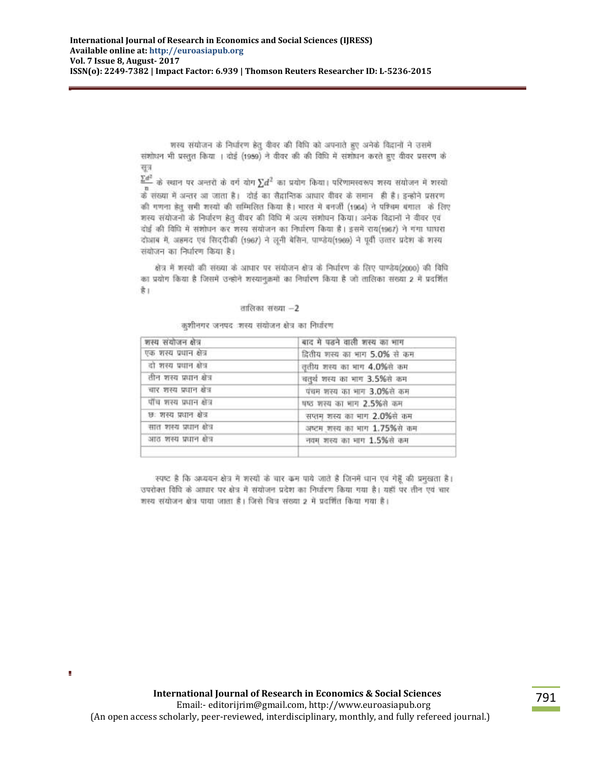शस्य संयोजन के निर्धारण हेतु वीवर की विधि को अपनाते हुए अनेक विद्वानों ने उसमें संशोधन भी प्रस्तुत किया । दोई (1959) ने वीवर की की विधि में संशोधन करते हुए वीवर प्रसरण के सूत्र

$\frac{\sum d^2}{n}$ के स्थान पर अन्तरों के वर्ग योग $\sum d^2$ का प्रयोग किया। परिणामस्वरूप शस्य संयोजन में शस्यों के संख्या में अन्तर आ जाता है। दोई का सैद्धान्तिक आधार वीवर के समान ही है। इन्होंने प्रसरण की गणना हेतु सभी शस्यों को सम्मिलित किया है। भारत में बनर्जी (1964) ने पश्चिम बंगाल के लिए शस्य संयोजनों के निर्धारण हेतु वीवर की विधि में अल्प संशोधन किया। अनेक विद्वानों ने वीवर एवं दोई की विधि में संशोधन कर शस्य संयोजन का निर्धारण किया है। इसमें राय(1967) ने गंगा घाघरा दोआब में, अहमद एवं सिद्दीकी (1967) ने लूनी बेसिन, पाण्डेय(1969) ने पूर्वी उत्तर प्रदेश के शस्य संयोजन का निर्धारण किया है।

क्षेत्र में शस्यों की संख्या के आधार पर संयोजन क्षेत्र के निर्धारण के लिए पाण्डेय(2000) की विधि का प्रयोग किया है जिसमें उन्होंने शस्यानुक्रमों का निर्धारण किया है जो तालिका संख्या 2 में प्रदर्शित है।

तालिका संख्या –2

कुशीनगर जनपद :शस्य संयोजन क्षेत्र का निर्धारण

| शस्य संयोजन क्षेत्र | बाद में पड़ने वाली शस्य का भाग |
|---|---|
| एक शस्य प्रधान क्षेत्र | द्वितीय शस्य का भाग 5.0% से कम |
| दो शस्य प्रधान क्षेत्र | तृतीय शस्य का भाग 4.0%से कम |
| तीन शस्य प्रधान क्षेत्र | चतुर्थ शस्य का भाग 3.5%से कम |
| चार शस्य प्रधान क्षेत्र | पंचम शस्य का भाग 3.0%से कम |
| पाँच शस्य प्रधान क्षेत्र | षष्ठ शस्य का भाग 2.5%से कम |
| छः शस्य प्रधान क्षेत्र | सप्तम् शस्य का भाग 2.0%से कम |
| सात शस्य प्रधान क्षेत्र | अष्टम् शस्य का भाग 1.75%से कम |
| आठ शस्य प्रधान क्षेत्र | नवम् शस्य का भाग 1.5%से कम |
| | |

स्पष्ट है कि अध्ययन क्षेत्र में शस्यों के चार क्रम पाये जाते है जिनमें धान एवं गेहूँ की प्रमुखता है। उपरोक्त विधि के आधार पर क्षेत्र में संयोजन प्रदेश का निर्धारण किया गया है। यहाँ पर तीन एवं चार शस्य संयोजन क्षेत्र पाया जाता है। जिसे चित्र संख्या 2 में प्रदर्शित किया गया है।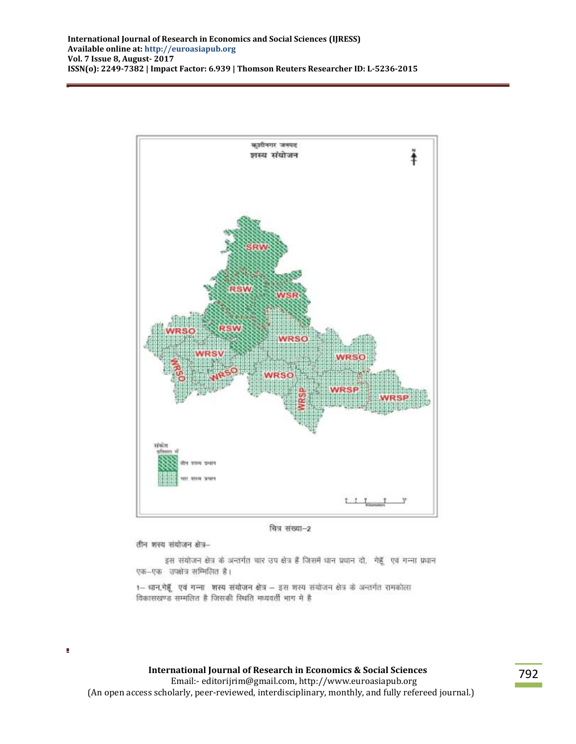चित्र संख्या–2

तीन शस्य संयोजन क्षेत्र–

इस संयोजन क्षेत्र के अन्तर्गत चार उप क्षेत्र हैं जिसमे धान प्रधान दो, गेहूँ एवं गन्ना प्रधान एक–एक उपक्षेत्र सम्मिलित है।

1– धान,गेहूँ एवं गन्ना शस्य संयोजन क्षेत्र – इस शस्य संयोजन क्षेत्र के अन्तर्गत रामकोला विकासखण्ड सम्मलित है जिसकी स्थिति मध्यवर्ती भाग मे है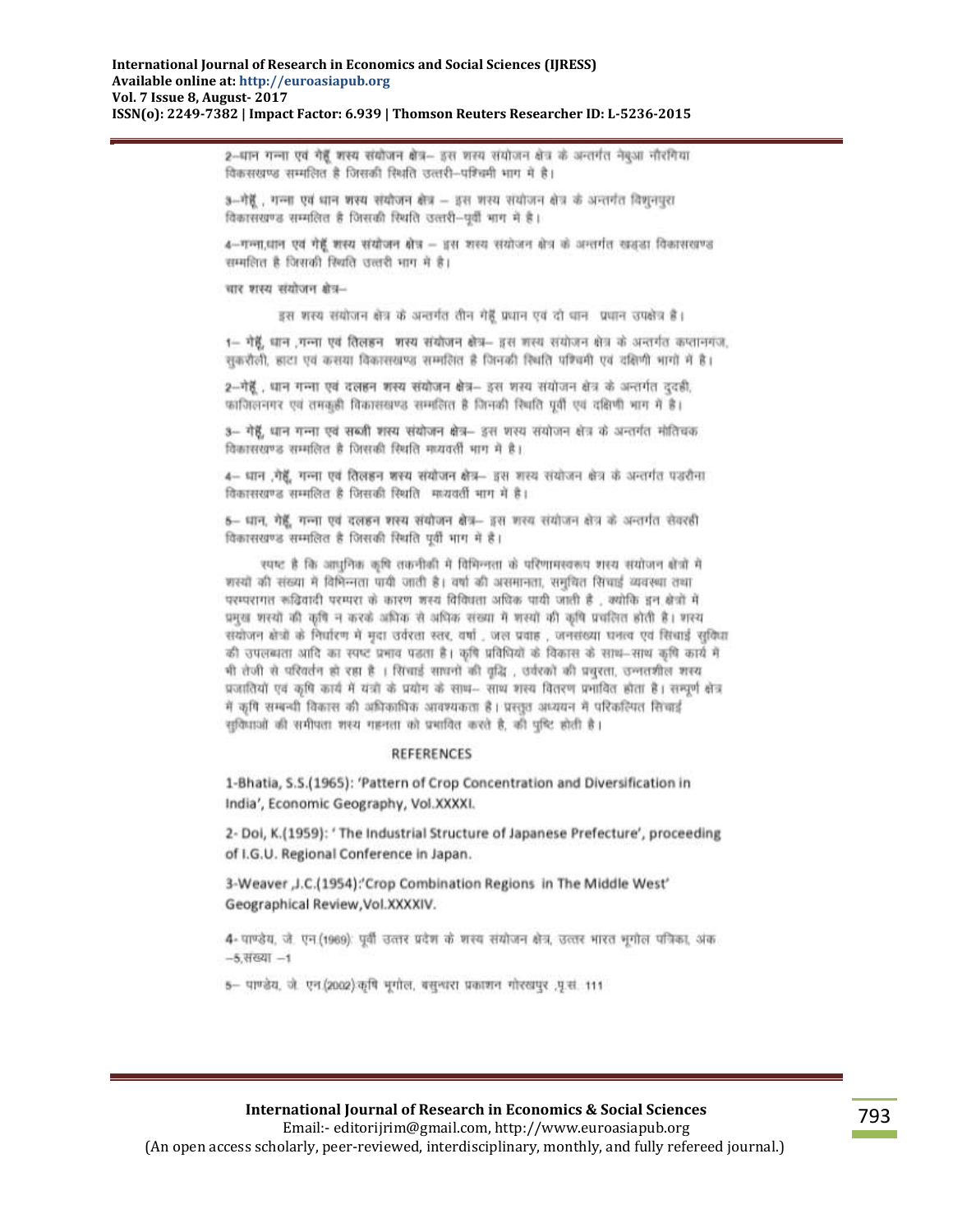2–धान गन्ना एवं गेहूँ शस्य संयोजन क्षेत्र– इस शस्य संयोजन क्षेत्र के अन्तर्गत नेबुआ नौरंगिया विकासखण्ड सम्मिलित है जिसकी स्थिति उत्तरी–पश्चिमी भाग में है।

3–गेहूँ , गन्ना एवं धान शस्य संयोजन क्षेत्र – इस शस्य संयोजन क्षेत्र के अन्तर्गत विशुनपुरा विकासखण्ड सम्मिलित है जिसकी स्थिति उत्तरी–पूर्वी भाग में है।

4–गन्ना,धान एवं गेहूँ शस्य संयोजन क्षेत्र – इस शस्य संयोजन क्षेत्र के अन्तर्गत खड्डा विकासखण्ड सम्मिलित है जिसकी स्थिति उत्तरी भाग में है।

चार शस्य संयोजन क्षेत्र–

इस शस्य संयोजन क्षेत्र के अन्तर्गत तीन गेहूँ प्रधान एवं दो धान प्रधान उपक्षेत्र है।

1– गेहूँ, धान ,गन्ना एवं तिलहन शस्य संयोजन क्षेत्र– इस शस्य संयोजन क्षेत्र के अन्तर्गत कप्तानगंज, सुकरौली, हाटा एवं कसया विकासखण्ड सम्मिलित है जिनकी स्थिति पश्चिमी एवं दक्षिणी भागों में है।

2–गेहूँ , धान गन्ना एवं दलहन शस्य संयोजन क्षेत्र– इस शस्य संयोजन क्षेत्र के अन्तर्गत दुदही, फाजिलनगर एवं तमकुही विकासखण्ड सम्मिलित है जिनकी स्थिति पूर्वी एवं दक्षिणी भाग में है।

3– गेहूँ, धान गन्ना एवं सब्जी शस्य संयोजन क्षेत्र– इस शस्य संयोजन क्षेत्र के अन्तर्गत मोतिचक विकासखण्ड सम्मिलित है जिसकी स्थिति मध्यवर्ती भाग में है।

4– धान ,गेहूँ, गन्ना एवं तिलहन शस्य संयोजन क्षेत्र– इस शस्य संयोजन क्षेत्र के अन्तर्गत पडरौना विकासखण्ड सम्मिलित है जिसकी स्थिति मध्यवर्ती भाग में है।

5– धान, गेहूँ, गन्ना एवं दलहन शस्य संयोजन क्षेत्र– इस शस्य संयोजन क्षेत्र के अन्तर्गत सेवरही विकासखण्ड सम्मिलित है जिसकी स्थिति पूर्वी भाग में है।

स्पष्ट है कि आधुनिक कृषि तकनीकी में विभिन्नता के परिणामस्वरूप शस्य संयोजन क्षेत्रों में शस्यों की संख्या में विभिन्नता पायी जाती है। वर्षा की असमानता, समुचित सिंचाई व्यवस्था तथा परम्परागत रूढ़िवादी परम्परा के कारण शस्य विविधता अधिक पायी जाती है , क्योंकि इन क्षेत्रों में प्रमुख शस्यों की कृषि न करके अधिक से अधिक संख्या में शस्यों की कृषि प्रचलित होती है। शस्य संयोजन क्षेत्रों के निर्धारण में मृदा उर्वरता स्तर, वर्षा , जल प्रवाह , जनसंख्या घनत्व एवं सिंचाई सुविधा की उपलब्धता आदि का स्पष्ट प्रभाव पड़ता है। कृषि प्रविधियों के विकास के साथ–साथ कृषि कार्य में भी तेजी से परिवर्तन हो रहा है । सिंचाई साधनों की वृद्धि , उर्वरकों की प्रचुरता, उन्नतशील शस्य प्रजातियों एवं कृषि कार्य में यंत्रों के प्रयोग के साथ– साथ शस्य वितरण प्रभावित होता है। सम्पूर्ण क्षेत्र में कृषि सम्बन्धी विकास की अधिकाधिक आवश्यकता है। प्रस्तुत अध्ययन में परिकल्पित सिंचाई सुविधाओं की समीपता शस्य गहनता को प्रभावित करते है, की पुष्टि होती है।

## REFERENCES

1-Bhatia, S.S.(1965): 'Pattern of Crop Concentration and Diversification in India', Economic Geography, Vol.XXXXI.

2- Doi, K.(1959): ' The Industrial Structure of Japanese Prefecture', proceeding of I.G.U. Regional Conference in Japan.

3-Weaver ,J.C.(1954):'Crop Combination Regions in The Middle West' Geographical Review,Vol.XXXXIV.

4- पाण्डेय, जे. एन (1969): पूर्वी उत्तर प्रदेश के शस्य संयोजन क्षेत्र, उत्तर भारत भूगोल पत्रिका, अंक –5,संख्या –1

5– पाण्डेय, जे. एन (2002):कृषि भूगोल, वसुन्धरा प्रकाशन गोरखपुर .पृ.सं. 111